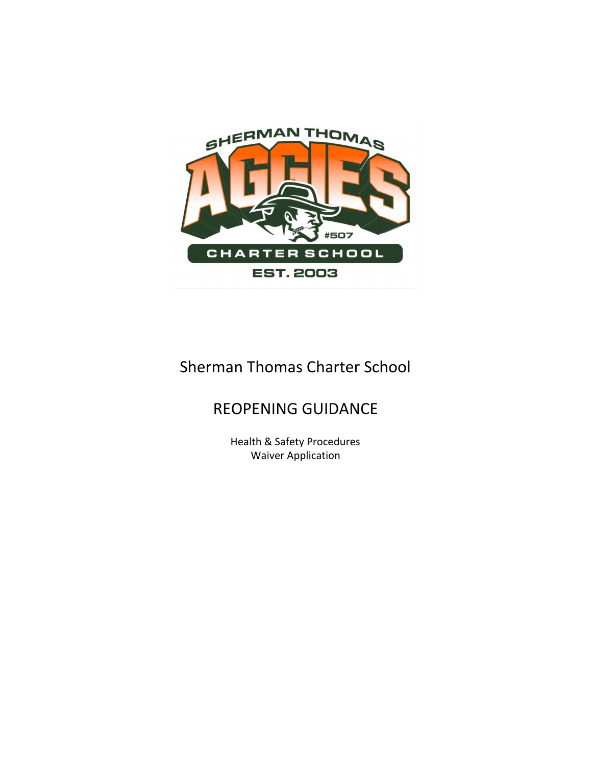# Sherman Thomas Charter School

## REOPENING GUIDANCE

Health & Safety Procedures
Waiver Application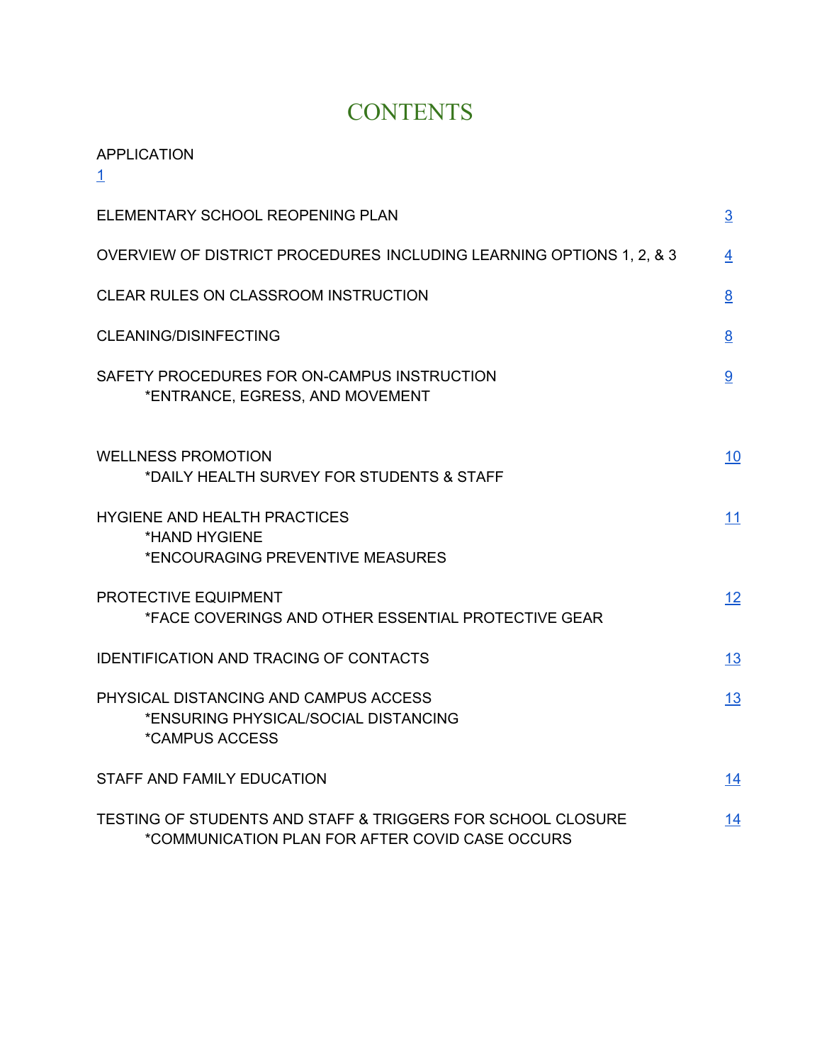# CONTENTS

| | |
|---|---|
| APPLICATION | 1 |
| ELEMENTARY SCHOOL REOPENING PLAN | 3 |
| OVERVIEW OF DISTRICT PROCEDURES INCLUDING LEARNING OPTIONS 1, 2, & 3 | 4 |
| CLEAR RULES ON CLASSROOM INSTRUCTION | 8 |
| CLEANING/DISINFECTING | 8 |
| SAFETY PROCEDURES FOR ON-CAMPUS INSTRUCTION<br>*ENTRANCE, EGRESS, AND MOVEMENT | 9 |
| WELLNESS PROMOTION<br>*DAILY HEALTH SURVEY FOR STUDENTS & STAFF | 10 |
| HYGIENE AND HEALTH PRACTICES<br>*HAND HYGIENE<br>*ENCOURAGING PREVENTIVE MEASURES | 11 |
| PROTECTIVE EQUIPMENT<br>*FACE COVERINGS AND OTHER ESSENTIAL PROTECTIVE GEAR | 12 |
| IDENTIFICATION AND TRACING OF CONTACTS | 13 |
| PHYSICAL DISTANCING AND CAMPUS ACCESS<br>*ENSURING PHYSICAL/SOCIAL DISTANCING<br>*CAMPUS ACCESS | 13 |
| STAFF AND FAMILY EDUCATION | 14 |
| TESTING OF STUDENTS AND STAFF & TRIGGERS FOR SCHOOL CLOSURE<br>*COMMUNICATION PLAN FOR AFTER COVID CASE OCCURS | 14 |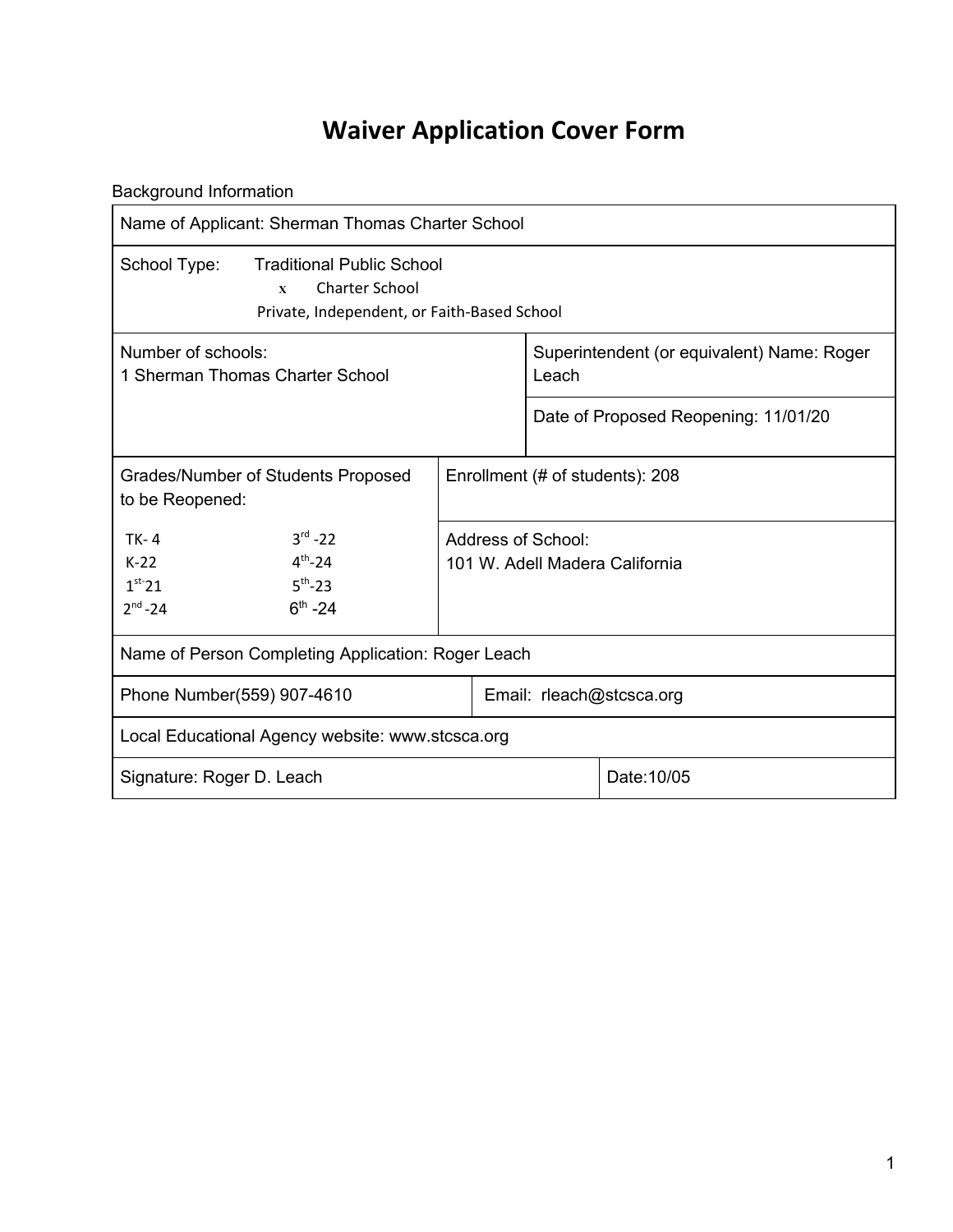# Waiver Application Cover Form

Background Information

| Name of Applicant: Sherman Thomas Charter School | | |
|---|---|---|
| School Type: Traditional Public School<br>x Charter School<br>Private, Independent, or Faith-Based School | | |
| Number of schools:<br>1 Sherman Thomas Charter School | Superintendent (or equivalent) Name: Roger Leach<br><br>Date of Proposed Reopening: 11/01/20 | |
| Grades/Number of Students Proposed to be Reopened:<br>TK- 4 &nbsp;&nbsp; 3rd -22<br>K-22 &nbsp;&nbsp; 4th-24<br>1st-21 &nbsp;&nbsp; 5th-23<br>2nd -24 &nbsp;&nbsp; 6th -24 | Enrollment (# of students): 208<br><br>Address of School:<br>101 W. Adell Madera California | |
| Name of Person Completing Application: Roger Leach | | |
| Phone Number(559) 907-4610 | Email: rleach@stcsca.org | |
| Local Educational Agency website: www.stcsca.org | | |
| Signature: Roger D. Leach | Date:10/05 | |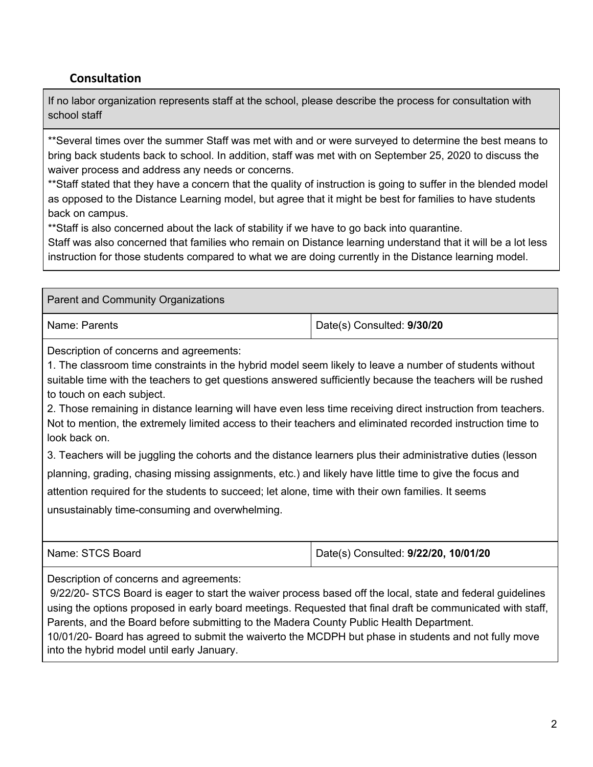## Consultation

| If no labor organization represents staff at the school, please describe the process for consultation with school staff |
|---|
| **Several times over the summer Staff was met with and or were surveyed to determine the best means to bring back students back to school. In addition, staff was met with on September 25, 2020 to discuss the waiver process and address any needs or concerns.<br>**Staff stated that they have a concern that the quality of instruction is going to suffer in the blended model as opposed to the Distance Learning model, but agree that it might be best for families to have students back on campus.<br>**Staff is also concerned about the lack of stability if we have to go back into quarantine.<br>Staff was also concerned that families who remain on Distance learning understand that it will be a lot less instruction for those students compared to what we are doing currently in the Distance learning model. |

| Parent and Community Organizations | |
|---|---|
| Name: Parents | Date(s) Consulted: **9/30/20** |
| Description of concerns and agreements:<br>1. The classroom time constraints in the hybrid model seem likely to leave a number of students without suitable time with the teachers to get questions answered sufficiently because the teachers will be rushed to touch on each subject.<br>2. Those remaining in distance learning will have even less time receiving direct instruction from teachers. Not to mention, the extremely limited access to their teachers and eliminated recorded instruction time to look back on.<br>3. Teachers will be juggling the cohorts and the distance learners plus their administrative duties (lesson planning, grading, chasing missing assignments, etc.) and likely have little time to give the focus and attention required for the students to succeed; let alone, time with their own families. It seems unsustainably time-consuming and overwhelming. | |
| Name: STCS Board | Date(s) Consulted: **9/22/20, 10/01/20** |
| Description of concerns and agreements:<br>9/22/20- STCS Board is eager to start the waiver process based off the local, state and federal guidelines using the options proposed in early board meetings. Requested that final draft be communicated with staff, Parents, and the Board before submitting to the Madera County Public Health Department.<br>10/01/20- Board has agreed to submit the waiverto the MCDPH but phase in students and not fully move into the hybrid model until early January. | |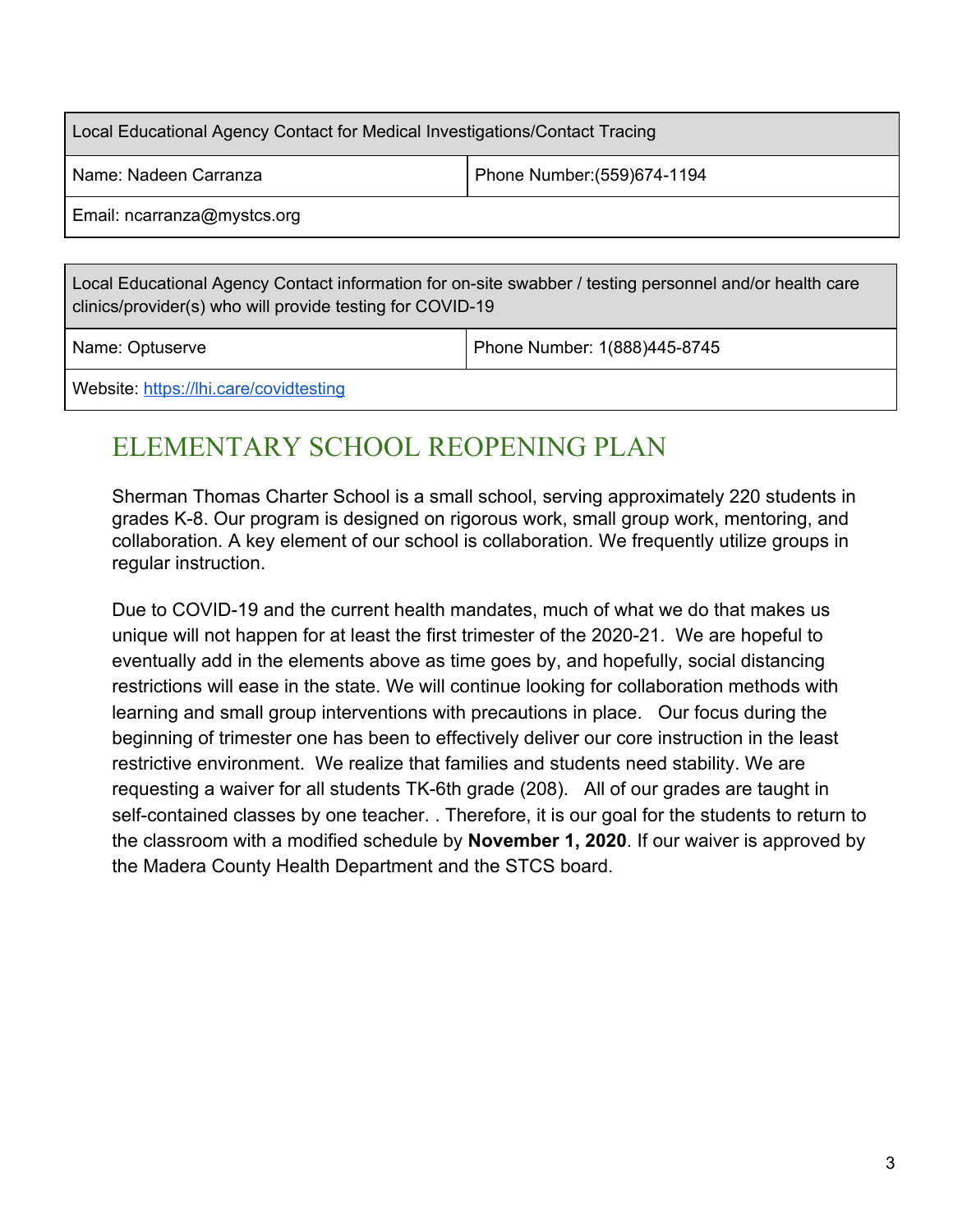| Local Educational Agency Contact for Medical Investigations/Contact Tracing | |
| --- | --- |
| Name: Nadeen Carranza | Phone Number:(559)674-1194 |
| Email: ncarranza@mystcs.org | |

| Local Educational Agency Contact information for on-site swabber / testing personnel and/or health care clinics/provider(s) who will provide testing for COVID-19 | |
| --- | --- |
| Name: Optuserve | Phone Number: 1(888)445-8745 |
| Website: [https://lhi.care/covidtesting](https://lhi.care/covidtesting) | |

## ELEMENTARY SCHOOL REOPENING PLAN

Sherman Thomas Charter School is a small school, serving approximately 220 students in grades K-8. Our program is designed on rigorous work, small group work, mentoring, and collaboration. A key element of our school is collaboration. We frequently utilize groups in regular instruction.

Due to COVID-19 and the current health mandates, much of what we do that makes us unique will not happen for at least the first trimester of the 2020-21. We are hopeful to eventually add in the elements above as time goes by, and hopefully, social distancing restrictions will ease in the state. We will continue looking for collaboration methods with learning and small group interventions with precautions in place. Our focus during the beginning of trimester one has been to effectively deliver our core instruction in the least restrictive environment. We realize that families and students need stability. We are requesting a waiver for all students TK-6th grade (208). All of our grades are taught in self-contained classes by one teacher. . Therefore, it is our goal for the students to return to the classroom with a modified schedule by **November 1, 2020**. If our waiver is approved by the Madera County Health Department and the STCS board.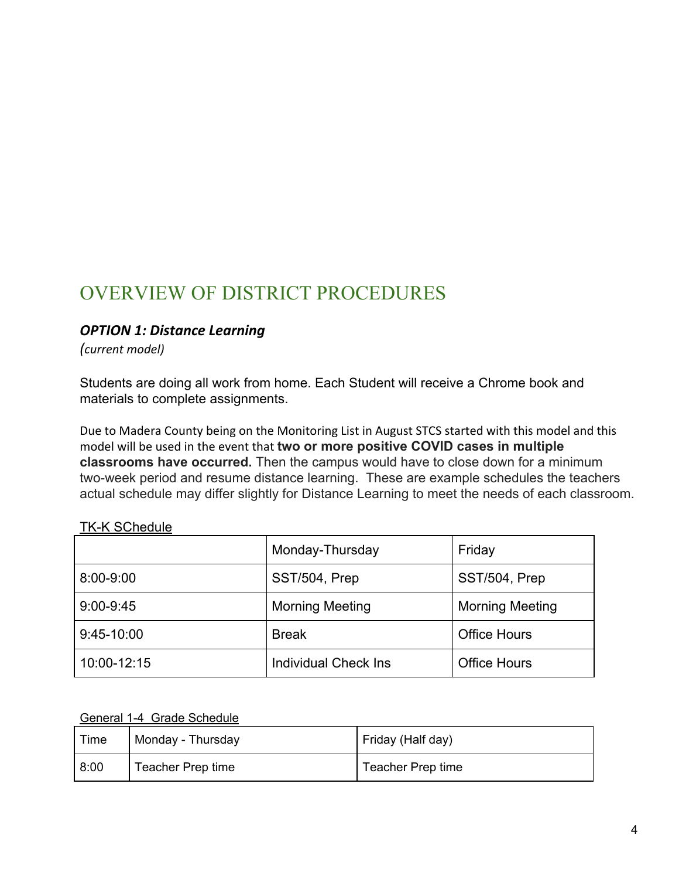# OVERVIEW OF DISTRICT PROCEDURES

***OPTION 1: Distance Learning***

*(current model)*

Students are doing all work from home. Each Student will receive a Chrome book and materials to complete assignments.

Due to Madera County being on the Monitoring List in August STCS started with this model and this model will be used in the event that **two or more positive COVID cases in multiple classrooms have occurred.** Then the campus would have to close down for a minimum two-week period and resume distance learning. These are example schedules the teachers actual schedule may differ slightly for Distance Learning to meet the needs of each classroom.

TK-K SChedule

| | Monday-Thursday | Friday |
|---|---|---|
| 8:00-9:00 | SST/504, Prep | SST/504, Prep |
| 9:00-9:45 | Morning Meeting | Morning Meeting |
| 9:45-10:00 | Break | Office Hours |
| 10:00-12:15 | Individual Check Ins | Office Hours |

General 1-4 Grade Schedule

| Time | Monday - Thursday | Friday (Half day) |
|---|---|---|
| 8:00 | Teacher Prep time | Teacher Prep time |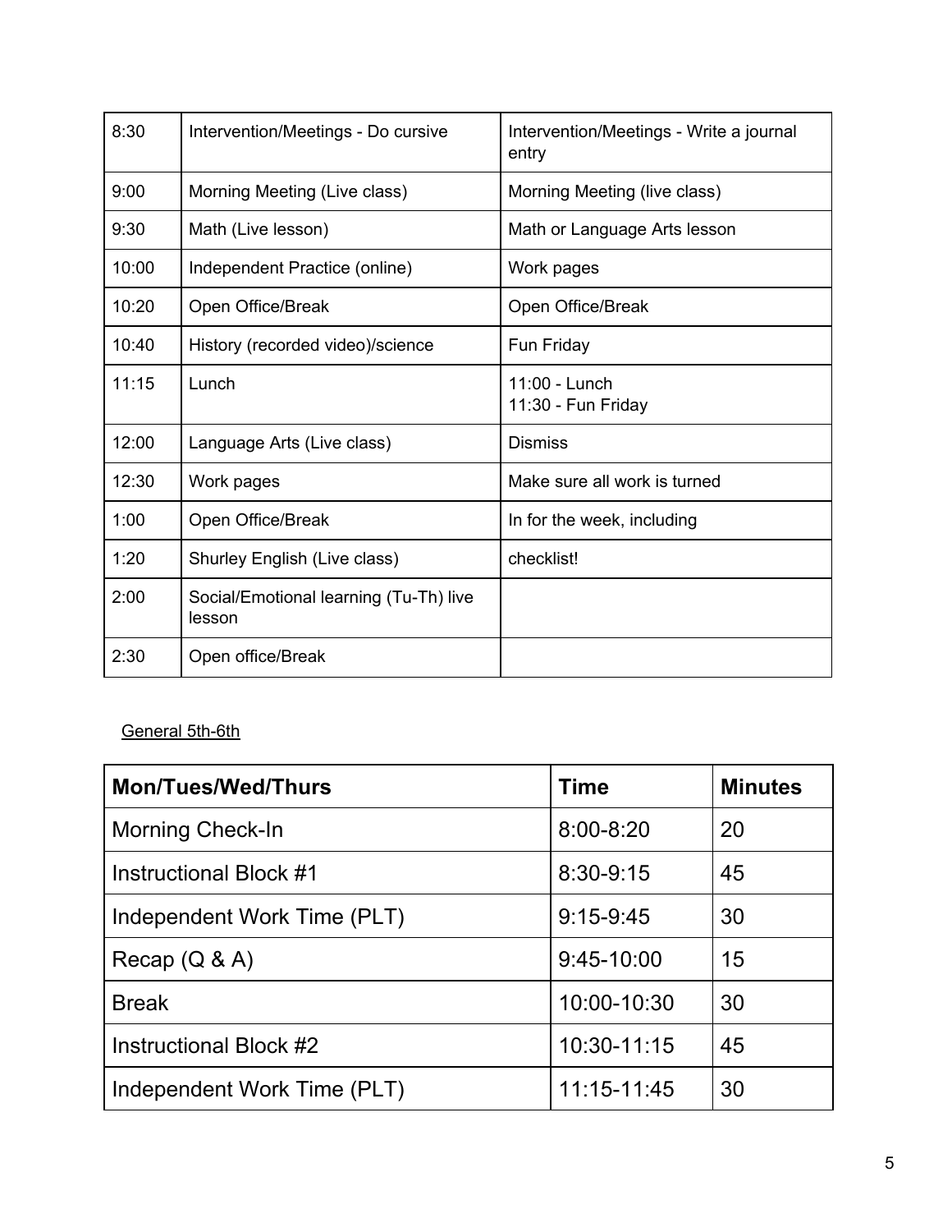| | | |
|---|---|---|
| 8:30 | Intervention/Meetings - Do cursive | Intervention/Meetings - Write a journal entry |
| 9:00 | Morning Meeting (Live class) | Morning Meeting (live class) |
| 9:30 | Math (Live lesson) | Math or Language Arts lesson |
| 10:00 | Independent Practice (online) | Work pages |
| 10:20 | Open Office/Break | Open Office/Break |
| 10:40 | History (recorded video)/science | Fun Friday |
| 11:15 | Lunch | 11:00 - Lunch<br>11:30 - Fun Friday |
| 12:00 | Language Arts (Live class) | Dismiss |
| 12:30 | Work pages | Make sure all work is turned |
| 1:00 | Open Office/Break | In for the week, including |
| 1:20 | Shurley English (Live class) | checklist! |
| 2:00 | Social/Emotional learning (Tu-Th) live lesson | |
| 2:30 | Open office/Break | |

General 5th-6th

| Mon/Tues/Wed/Thurs | Time | Minutes |
|---|---|---|
| Morning Check-In | 8:00-8:20 | 20 |
| Instructional Block #1 | 8:30-9:15 | 45 |
| Independent Work Time (PLT) | 9:15-9:45 | 30 |
| Recap (Q & A) | 9:45-10:00 | 15 |
| Break | 10:00-10:30 | 30 |
| Instructional Block #2 | 10:30-11:15 | 45 |
| Independent Work Time (PLT) | 11:15-11:45 | 30 |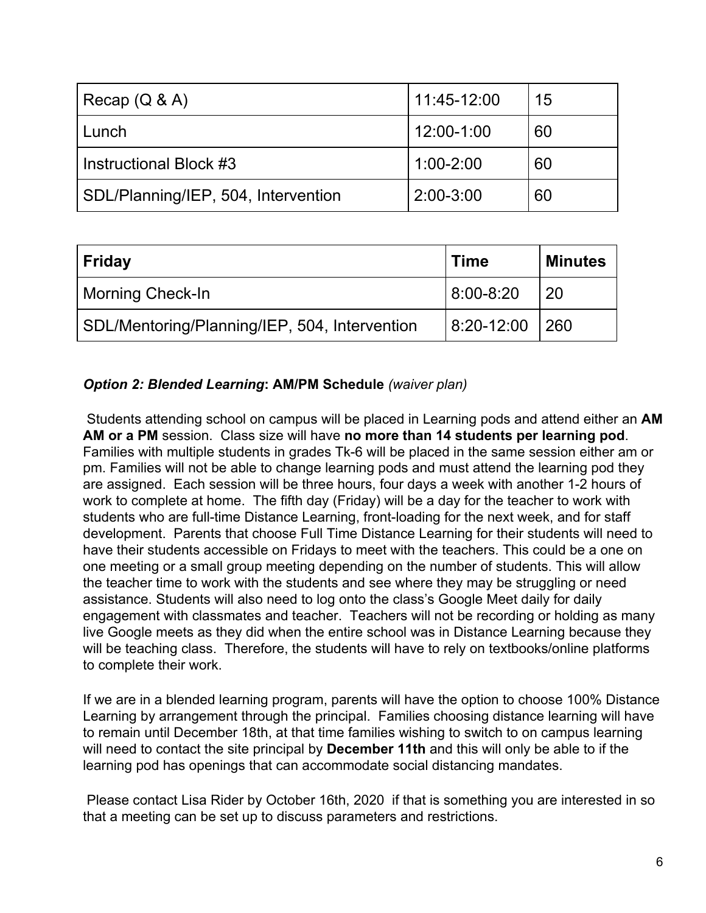| Recap (Q & A) | 11:45-12:00 | 15 |
|---|---|---|
| Lunch | 12:00-1:00 | 60 |
| Instructional Block #3 | 1:00-2:00 | 60 |
| SDL/Planning/IEP, 504, Intervention | 2:00-3:00 | 60 |

| **Friday** | **Time** | **Minutes** |
|---|---|---|
| Morning Check-In | 8:00-8:20 | 20 |
| SDL/Mentoring/Planning/IEP, 504, Intervention | 8:20-12:00 | 260 |

***Option 2: Blended Learning*: AM/PM Schedule** *(waiver plan)*

Students attending school on campus will be placed in Learning pods and attend either an **AM AM or a PM** session. Class size will have **no more than 14 students per learning pod**. Families with multiple students in grades Tk-6 will be placed in the same session either am or pm. Families will not be able to change learning pods and must attend the learning pod they are assigned. Each session will be three hours, four days a week with another 1-2 hours of work to complete at home. The fifth day (Friday) will be a day for the teacher to work with students who are full-time Distance Learning, front-loading for the next week, and for staff development. Parents that choose Full Time Distance Learning for their students will need to have their students accessible on Fridays to meet with the teachers. This could be a one on one meeting or a small group meeting depending on the number of students. This will allow the teacher time to work with the students and see where they may be struggling or need assistance. Students will also need to log onto the class's Google Meet daily for daily engagement with classmates and teacher. Teachers will not be recording or holding as many live Google meets as they did when the entire school was in Distance Learning because they will be teaching class. Therefore, the students will have to rely on textbooks/online platforms to complete their work.

If we are in a blended learning program, parents will have the option to choose 100% Distance Learning by arrangement through the principal. Families choosing distance learning will have to remain until December 18th, at that time families wishing to switch to on campus learning will need to contact the site principal by **December 11th** and this will only be able to if the learning pod has openings that can accommodate social distancing mandates.

Please contact Lisa Rider by October 16th, 2020 if that is something you are interested in so that a meeting can be set up to discuss parameters and restrictions.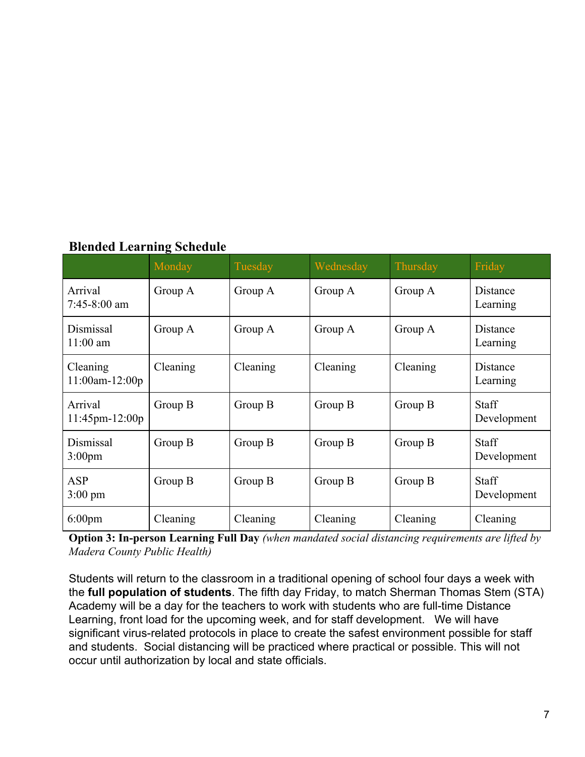**Blended Learning Schedule**

| | Monday | Tuesday | Wednesday | Thursday | Friday |
|---|---|---|---|---|---|
| Arrival 7:45-8:00 am | Group A | Group A | Group A | Group A | Distance Learning |
| Dismissal 11:00 am | Group A | Group A | Group A | Group A | Distance Learning |
| Cleaning 11:00am-12:00p | Cleaning | Cleaning | Cleaning | Cleaning | Distance Learning |
| Arrival 11:45pm-12:00p | Group B | Group B | Group B | Group B | Staff Development |
| Dismissal 3:00pm | Group B | Group B | Group B | Group B | Staff Development |
| ASP 3:00 pm | Group B | Group B | Group B | Group B | Staff Development |
| 6:00pm | Cleaning | Cleaning | Cleaning | Cleaning | Cleaning |

**Option 3: In-person Learning Full Day** *(when mandated social distancing requirements are lifted by Madera County Public Health)*

Students will return to the classroom in a traditional opening of school four days a week with the **full population of students**. The fifth day Friday, to match Sherman Thomas Stem (STA) Academy will be a day for the teachers to work with students who are full-time Distance Learning, front load for the upcoming week, and for staff development. We will have significant virus-related protocols in place to create the safest environment possible for staff and students. Social distancing will be practiced where practical or possible. This will not occur until authorization by local and state officials.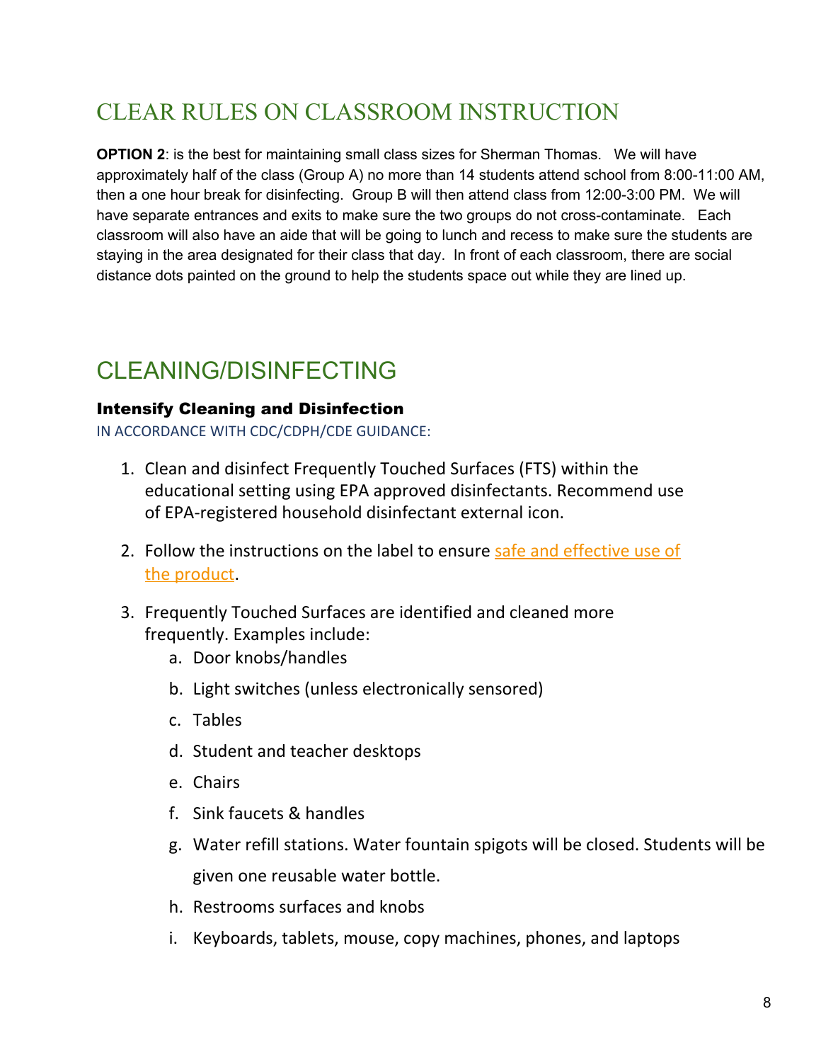## CLEAR RULES ON CLASSROOM INSTRUCTION

**OPTION 2**: is the best for maintaining small class sizes for Sherman Thomas. We will have approximately half of the class (Group A) no more than 14 students attend school from 8:00-11:00 AM, then a one hour break for disinfecting. Group B will then attend class from 12:00-3:00 PM. We will have separate entrances and exits to make sure the two groups do not cross-contaminate. Each classroom will also have an aide that will be going to lunch and recess to make sure the students are staying in the area designated for their class that day. In front of each classroom, there are social distance dots painted on the ground to help the students space out while they are lined up.

## CLEANING/DISINFECTING

### Intensify Cleaning and Disinfection

IN ACCORDANCE WITH CDC/CDPH/CDE GUIDANCE:

1. Clean and disinfect Frequently Touched Surfaces (FTS) within the educational setting using EPA approved disinfectants. Recommend use of EPA-registered household disinfectant external icon.
2. Follow the instructions on the label to ensure safe and effective use of the product.
3. Frequently Touched Surfaces are identified and cleaned more frequently. Examples include:
   a. Door knobs/handles
   b. Light switches (unless electronically sensored)
   c. Tables
   d. Student and teacher desktops
   e. Chairs
   f. Sink faucets & handles
   g. Water refill stations. Water fountain spigots will be closed. Students will be given one reusable water bottle.
   h. Restrooms surfaces and knobs
   i. Keyboards, tablets, mouse, copy machines, phones, and laptops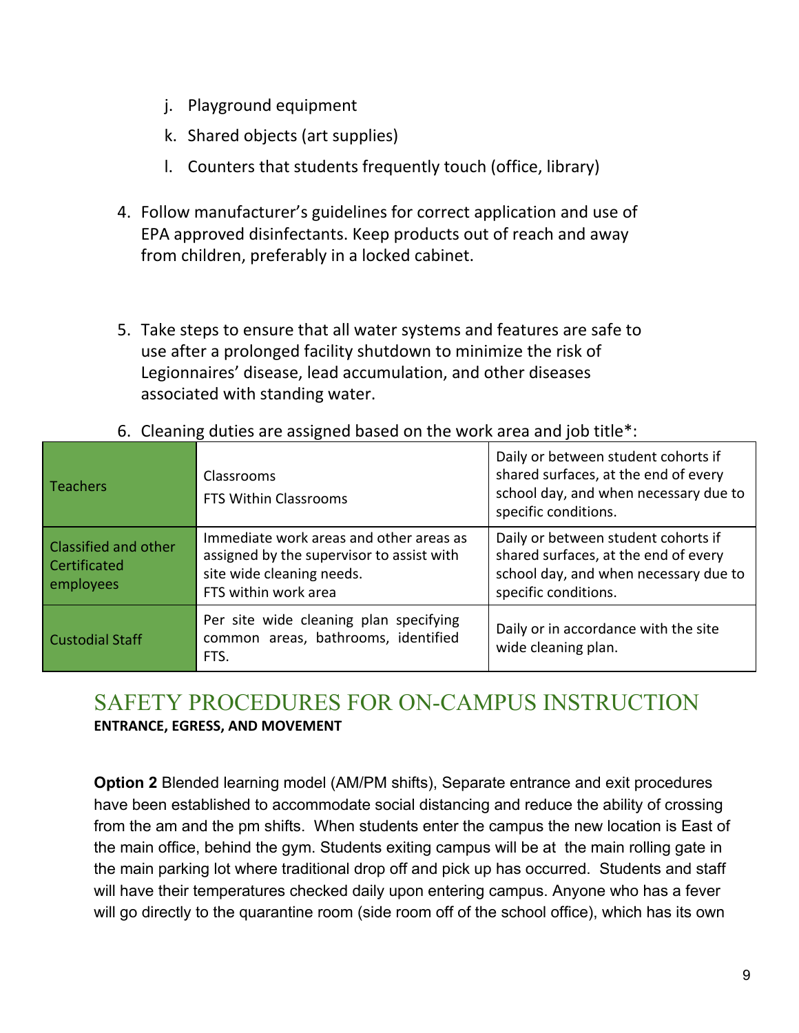j. Playground equipment
k. Shared objects (art supplies)
l. Counters that students frequently touch (office, library)

4. Follow manufacturer's guidelines for correct application and use of EPA approved disinfectants. Keep products out of reach and away from children, preferably in a locked cabinet.

5. Take steps to ensure that all water systems and features are safe to use after a prolonged facility shutdown to minimize the risk of Legionnaires' disease, lead accumulation, and other diseases associated with standing water.

6. Cleaning duties are assigned based on the work area and job title*:

| | | |
|---|---|---|
| Teachers | Classrooms<br>FTS Within Classrooms | Daily or between student cohorts if shared surfaces, at the end of every school day, and when necessary due to specific conditions. |
| Classified and other Certificated employees | Immediate work areas and other areas as assigned by the supervisor to assist with site wide cleaning needs.<br>FTS within work area | Daily or between student cohorts if shared surfaces, at the end of every school day, and when necessary due to specific conditions. |
| Custodial Staff | Per site wide cleaning plan specifying common areas, bathrooms, identified FTS. | Daily or in accordance with the site wide cleaning plan. |

## SAFETY PROCEDURES FOR ON-CAMPUS INSTRUCTION

**ENTRANCE, EGRESS, AND MOVEMENT**

**Option 2** Blended learning model (AM/PM shifts), Separate entrance and exit procedures have been established to accommodate social distancing and reduce the ability of crossing from the am and the pm shifts. When students enter the campus the new location is East of the main office, behind the gym. Students exiting campus will be at the main rolling gate in the main parking lot where traditional drop off and pick up has occurred. Students and staff will have their temperatures checked daily upon entering campus. Anyone who has a fever will go directly to the quarantine room (side room off of the school office), which has its own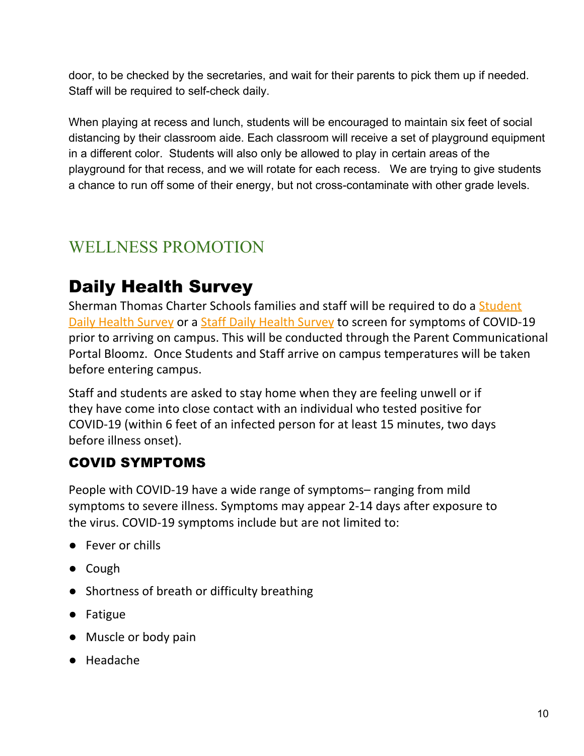door, to be checked by the secretaries, and wait for their parents to pick them up if needed. Staff will be required to self-check daily.

When playing at recess and lunch, students will be encouraged to maintain six feet of social distancing by their classroom aide. Each classroom will receive a set of playground equipment in a different color. Students will also only be allowed to play in certain areas of the playground for that recess, and we will rotate for each recess. We are trying to give students a chance to run off some of their energy, but not cross-contaminate with other grade levels.

# WELLNESS PROMOTION

## Daily Health Survey

Sherman Thomas Charter Schools families and staff will be required to do a Student Daily Health Survey or a Staff Daily Health Survey to screen for symptoms of COVID-19 prior to arriving on campus. This will be conducted through the Parent Communicational Portal Bloomz. Once Students and Staff arrive on campus temperatures will be taken before entering campus.

Staff and students are asked to stay home when they are feeling unwell or if they have come into close contact with an individual who tested positive for COVID-19 (within 6 feet of an infected person for at least 15 minutes, two days before illness onset).

### COVID SYMPTOMS

People with COVID-19 have a wide range of symptoms– ranging from mild symptoms to severe illness. Symptoms may appear 2-14 days after exposure to the virus. COVID-19 symptoms include but are not limited to:

- Fever or chills
- Cough
- Shortness of breath or difficulty breathing
- Fatigue
- Muscle or body pain
- Headache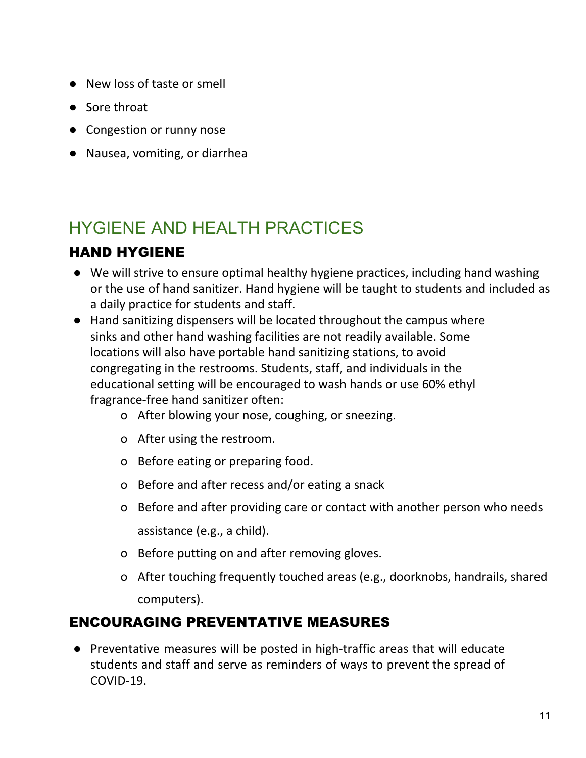- New loss of taste or smell
- Sore throat
- Congestion or runny nose
- Nausea, vomiting, or diarrhea

## HYGIENE AND HEALTH PRACTICES

### HAND HYGIENE

- We will strive to ensure optimal healthy hygiene practices, including hand washing or the use of hand sanitizer. Hand hygiene will be taught to students and included as a daily practice for students and staff.
- Hand sanitizing dispensers will be located throughout the campus where sinks and other hand washing facilities are not readily available. Some locations will also have portable hand sanitizing stations, to avoid congregating in the restrooms. Students, staff, and individuals in the educational setting will be encouraged to wash hands or use 60% ethyl fragrance-free hand sanitizer often:
  - o After blowing your nose, coughing, or sneezing.
  - o After using the restroom.
  - o Before eating or preparing food.
  - o Before and after recess and/or eating a snack
  - o Before and after providing care or contact with another person who needs assistance (e.g., a child).
  - o Before putting on and after removing gloves.
  - o After touching frequently touched areas (e.g., doorknobs, handrails, shared computers).

### ENCOURAGING PREVENTATIVE MEASURES

- Preventative measures will be posted in high-traffic areas that will educate students and staff and serve as reminders of ways to prevent the spread of COVID-19.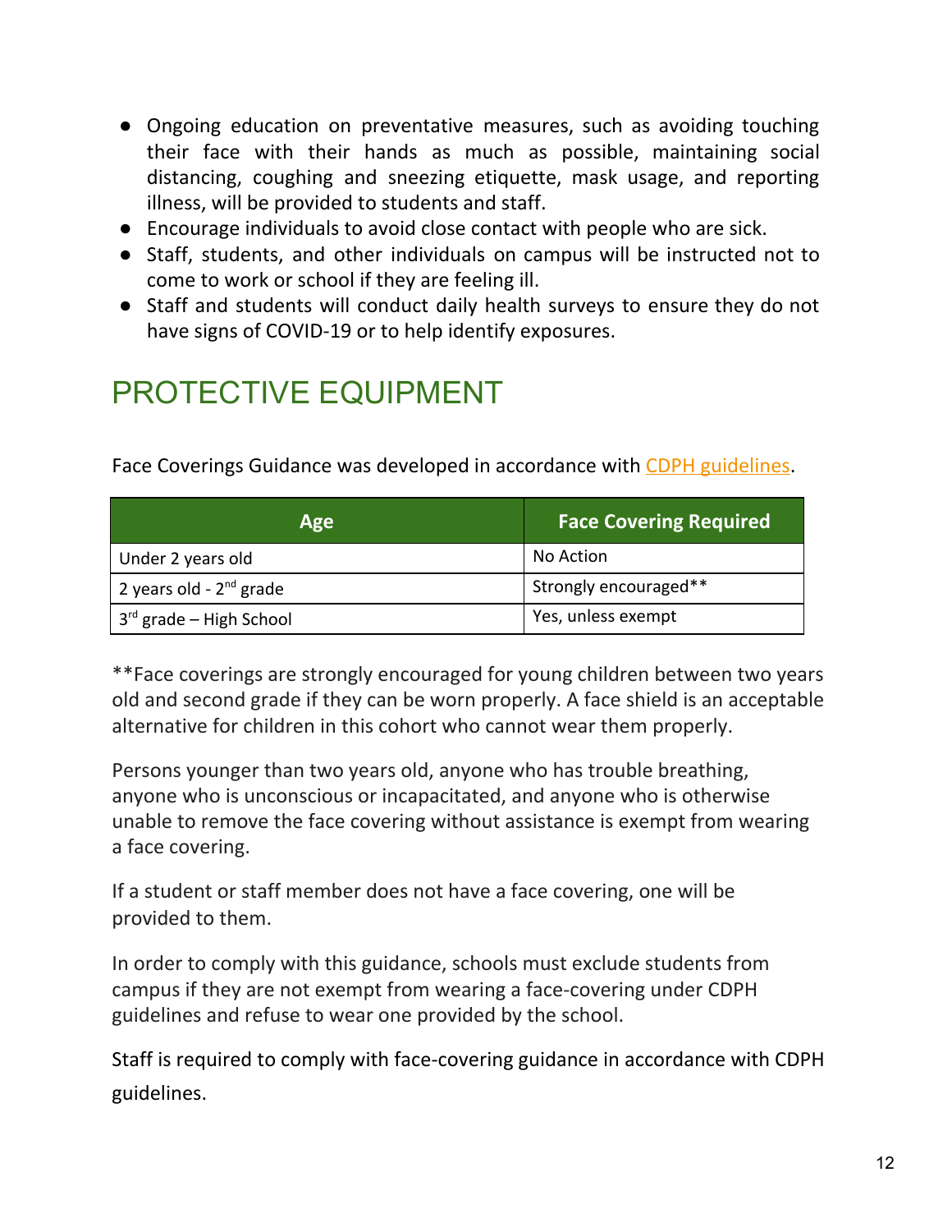- Ongoing education on preventative measures, such as avoiding touching their face with their hands as much as possible, maintaining social distancing, coughing and sneezing etiquette, mask usage, and reporting illness, will be provided to students and staff.
- Encourage individuals to avoid close contact with people who are sick.
- Staff, students, and other individuals on campus will be instructed not to come to work or school if they are feeling ill.
- Staff and students will conduct daily health surveys to ensure they do not have signs of COVID-19 or to help identify exposures.

# PROTECTIVE EQUIPMENT

Face Coverings Guidance was developed in accordance with CDPH guidelines.

| Age | Face Covering Required |
|---|---|
| Under 2 years old | No Action |
| 2 years old - 2nd grade | Strongly encouraged** |
| 3rd grade – High School | Yes, unless exempt |

**Face coverings are strongly encouraged for young children between two years old and second grade if they can be worn properly. A face shield is an acceptable alternative for children in this cohort who cannot wear them properly.

Persons younger than two years old, anyone who has trouble breathing, anyone who is unconscious or incapacitated, and anyone who is otherwise unable to remove the face covering without assistance is exempt from wearing a face covering.

If a student or staff member does not have a face covering, one will be provided to them.

In order to comply with this guidance, schools must exclude students from campus if they are not exempt from wearing a face-covering under CDPH guidelines and refuse to wear one provided by the school.

Staff is required to comply with face-covering guidance in accordance with CDPH guidelines.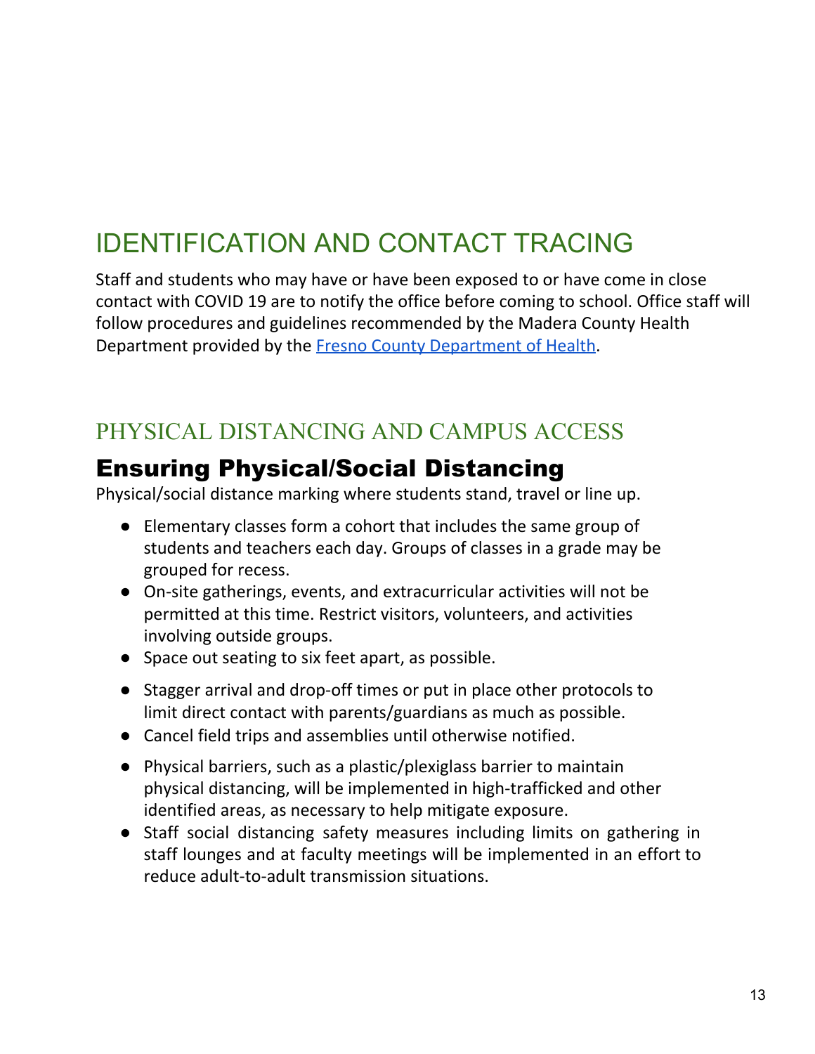# IDENTIFICATION AND CONTACT TRACING

Staff and students who may have or have been exposed to or have come in close contact with COVID 19 are to notify the office before coming to school. Office staff will follow procedures and guidelines recommended by the Madera County Health Department provided by the [Fresno County Department of Health](Fresno County Department of Health).

# PHYSICAL DISTANCING AND CAMPUS ACCESS

## Ensuring Physical/Social Distancing

Physical/social distance marking where students stand, travel or line up.

- Elementary classes form a cohort that includes the same group of students and teachers each day. Groups of classes in a grade may be grouped for recess.
- On-site gatherings, events, and extracurricular activities will not be permitted at this time. Restrict visitors, volunteers, and activities involving outside groups.
- Space out seating to six feet apart, as possible.
- Stagger arrival and drop-off times or put in place other protocols to limit direct contact with parents/guardians as much as possible.
- Cancel field trips and assemblies until otherwise notified.
- Physical barriers, such as a plastic/plexiglass barrier to maintain physical distancing, will be implemented in high-trafficked and other identified areas, as necessary to help mitigate exposure.
- Staff social distancing safety measures including limits on gathering in staff lounges and at faculty meetings will be implemented in an effort to reduce adult-to-adult transmission situations.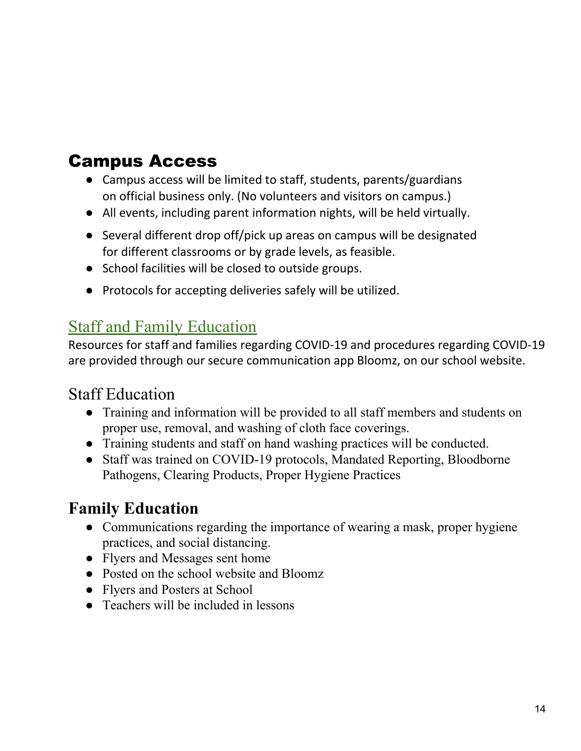## Campus Access

- Campus access will be limited to staff, students, parents/guardians on official business only. (No volunteers and visitors on campus.)
- All events, including parent information nights, will be held virtually.
- Several different drop off/pick up areas on campus will be designated for different classrooms or by grade levels, as feasible.
- School facilities will be closed to outside groups.
- Protocols for accepting deliveries safely will be utilized.

## Staff and Family Education

Resources for staff and families regarding COVID-19 and procedures regarding COVID-19 are provided through our secure communication app Bloomz, on our school website.

### Staff Education

- Training and information will be provided to all staff members and students on proper use, removal, and washing of cloth face coverings.
- Training students and staff on hand washing practices will be conducted.
- Staff was trained on COVID-19 protocols, Mandated Reporting, Bloodborne Pathogens, Clearing Products, Proper Hygiene Practices

### Family Education

- Communications regarding the importance of wearing a mask, proper hygiene practices, and social distancing.
- Flyers and Messages sent home
- Posted on the school website and Bloomz
- Flyers and Posters at School
- Teachers will be included in lessons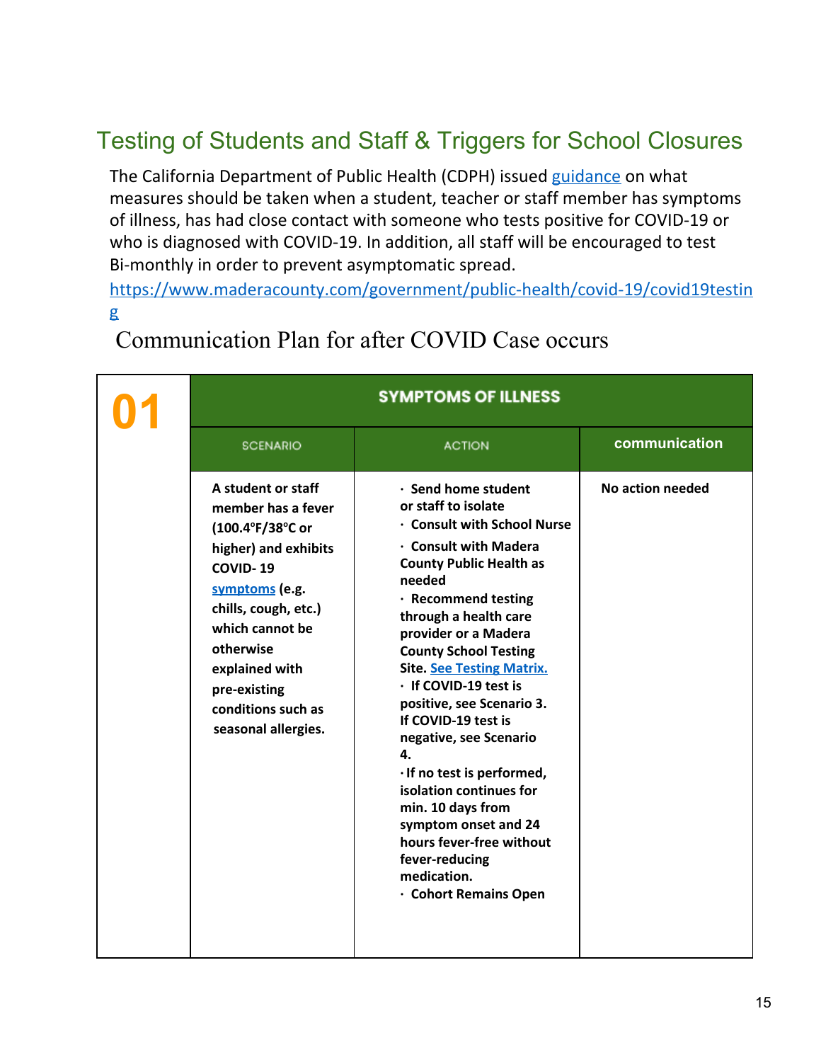## Testing of Students and Staff & Triggers for School Closures

The California Department of Public Health (CDPH) issued guidance on what measures should be taken when a student, teacher or staff member has symptoms of illness, has had close contact with someone who tests positive for COVID-19 or who is diagnosed with COVID-19. In addition, all staff will be encouraged to test Bi-monthly in order to prevent asymptomatic spread.

https://www.maderacounty.com/government/public-health/covid-19/covid19testing

## Communication Plan for after COVID Case occurs

| 01 | SYMPTOMS OF ILLNESS | | |
|---|---|---|---|
| | SCENARIO | ACTION | communication |
| | **A student or staff member has a fever (100.4°F/38°C or higher) and exhibits COVID- 19 symptoms (e.g. chills, cough, etc.) which cannot be otherwise explained with pre-existing conditions such as seasonal allergies.** | **· Send home student or staff to isolate<br>· Consult with School Nurse<br>· Consult with Madera County Public Health as needed<br>· Recommend testing through a health care provider or a Madera County School Testing Site. See Testing Matrix.<br>· If COVID-19 test is positive, see Scenario 3. If COVID-19 test is negative, see Scenario 4.<br>· If no test is performed, isolation continues for min. 10 days from symptom onset and 24 hours fever-free without fever-reducing medication.<br>· Cohort Remains Open** | **No action needed** |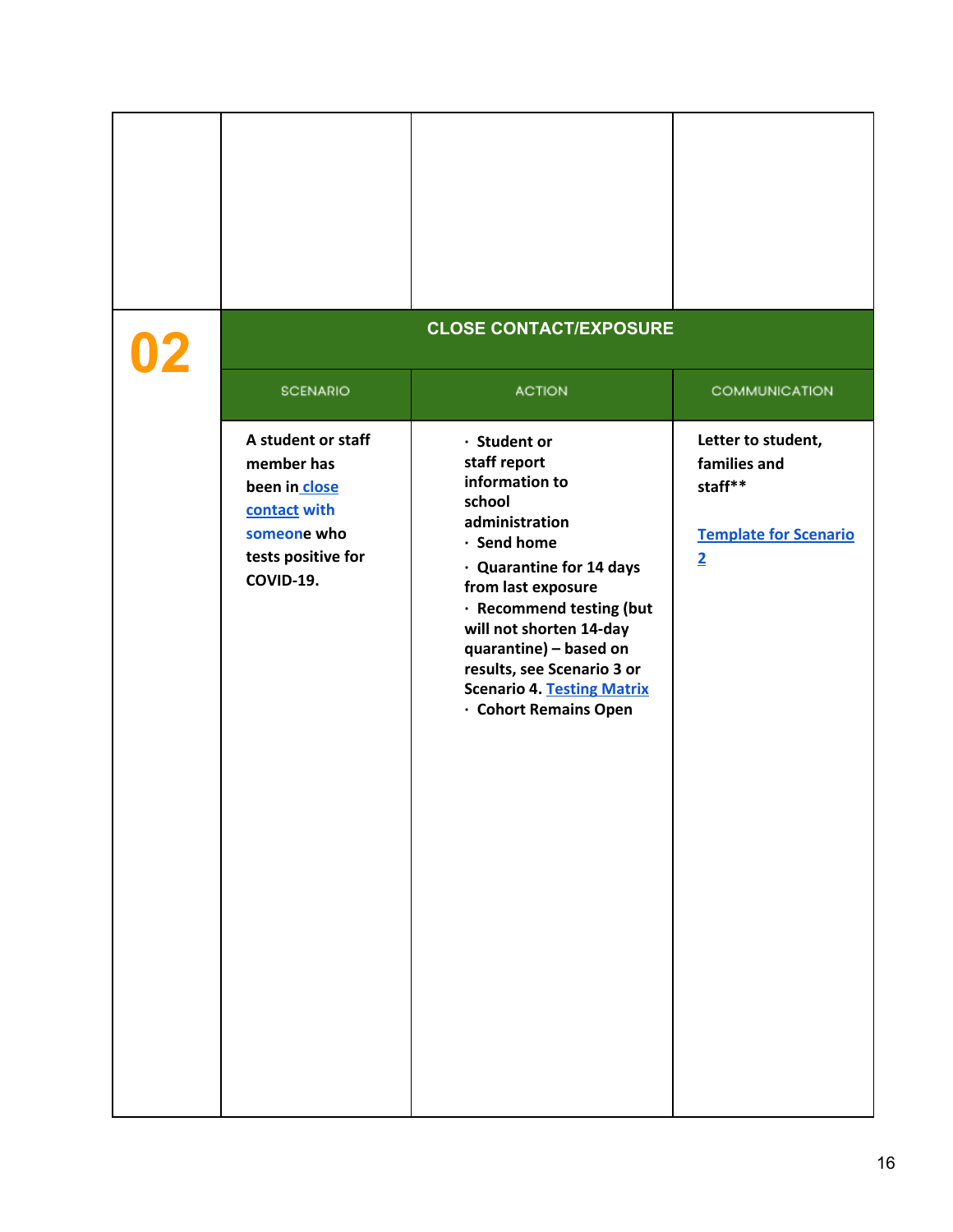| 02 | CLOSE CONTACT/EXPOSURE | | |
|---|---|---|---|
| | SCENARIO | ACTION | COMMUNICATION |
| | **A student or staff member has been in close contact with someone who tests positive for COVID-19.** | **· Student or staff report information to school administration**<br>**· Send home**<br>**· Quarantine for 14 days from last exposure**<br>**· Recommend testing (but will not shorten 14-day quarantine) – based on results, see Scenario 3 or Scenario 4. Testing Matrix**<br>**· Cohort Remains Open** | **Letter to student, families and staff****<br><br>**Template for Scenario 2** |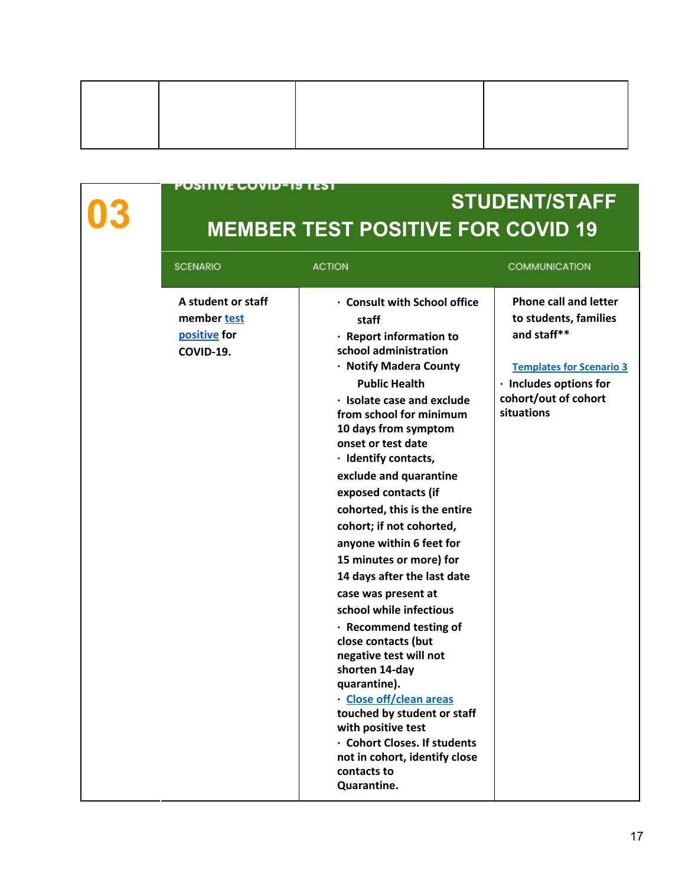| | | | |
|---|---|---|---|
| | | | |

## 03

**POSITIVE COVID-19 TEST**

## STUDENT/STAFF MEMBER TEST POSITIVE FOR COVID 19

| SCENARIO | ACTION | COMMUNICATION |
|---|---|---|
| **A student or staff member test positive for COVID-19.** | **· Consult with School office staff**<br>**· Report information to school administration**<br>**· Notify Madera County Public Health**<br>**· Isolate case and exclude from school for minimum 10 days from symptom onset or test date**<br>**· Identify contacts, exclude and quarantine exposed contacts (if cohorted, this is the entire cohort; if not cohorted, anyone within 6 feet for 15 minutes or more) for 14 days after the last date case was present at school while infectious**<br>**· Recommend testing of close contacts (but negative test will not shorten 14-day quarantine).**<br>**· Close off/clean areas touched by student or staff with positive test**<br>**· Cohort Closes. If students not in cohort, identify close contacts to Quarantine.** | **Phone call and letter to students, families and staff****<br><br>**Templates for Scenario 3**<br>**· Includes options for cohort/out of cohort situations** |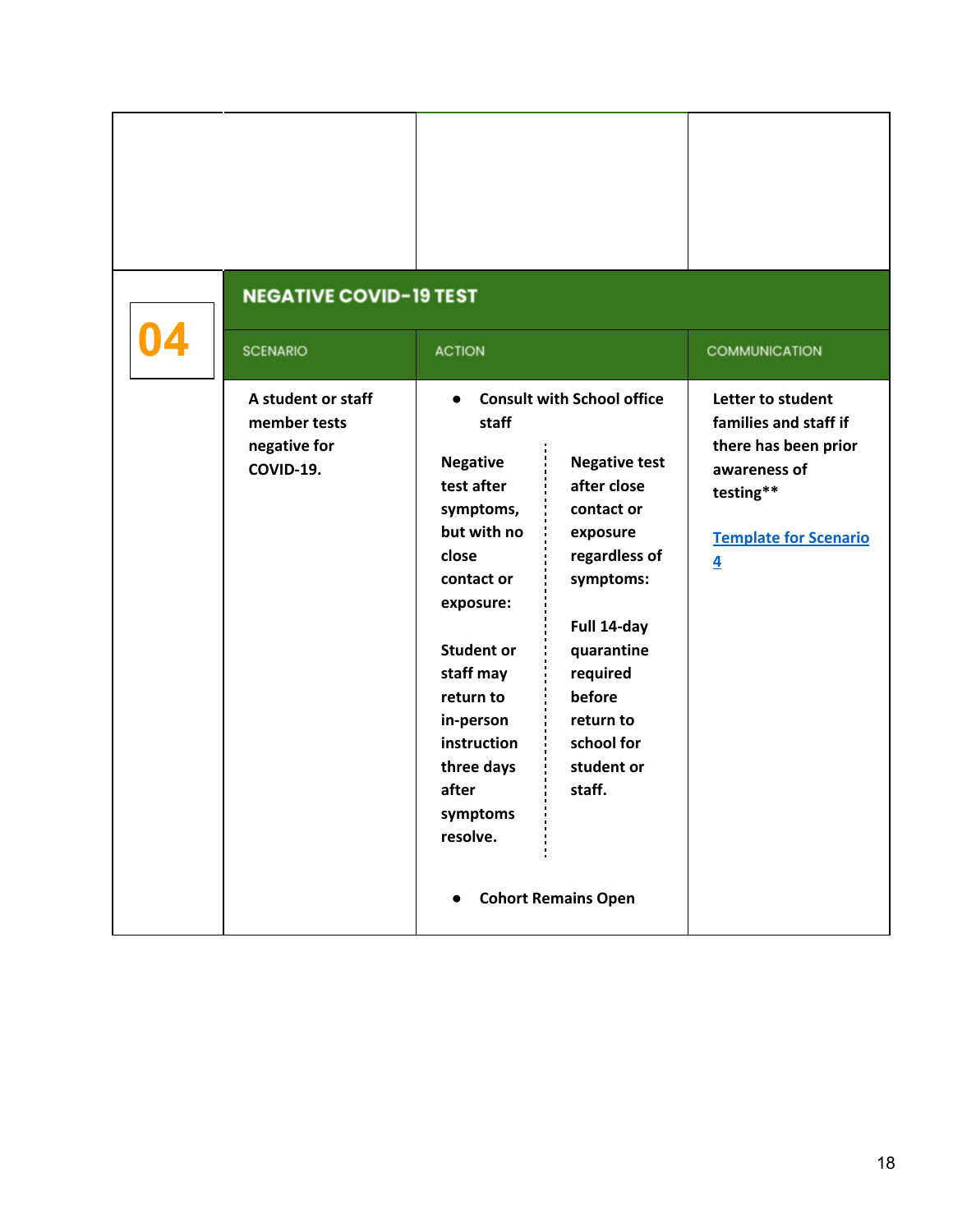| 04 | NEGATIVE COVID-19 TEST | | |
|---|---|---|---|
| | SCENARIO | ACTION | COMMUNICATION |
| | **A student or staff member tests negative for COVID-19.** | • **Consult with School office staff**<br><br>**Negative test after symptoms, but with no close contact or exposure:**<br><br>**Student or staff may return to in-person instruction three days after symptoms resolve.**<br><br>**Negative test after close contact or exposure regardless of symptoms:**<br><br>**Full 14-day quarantine required before return to school for student or staff.**<br><br>• **Cohort Remains Open** | **Letter to student families and staff if there has been prior awareness of testing****<br><br>[Template for Scenario 4]() |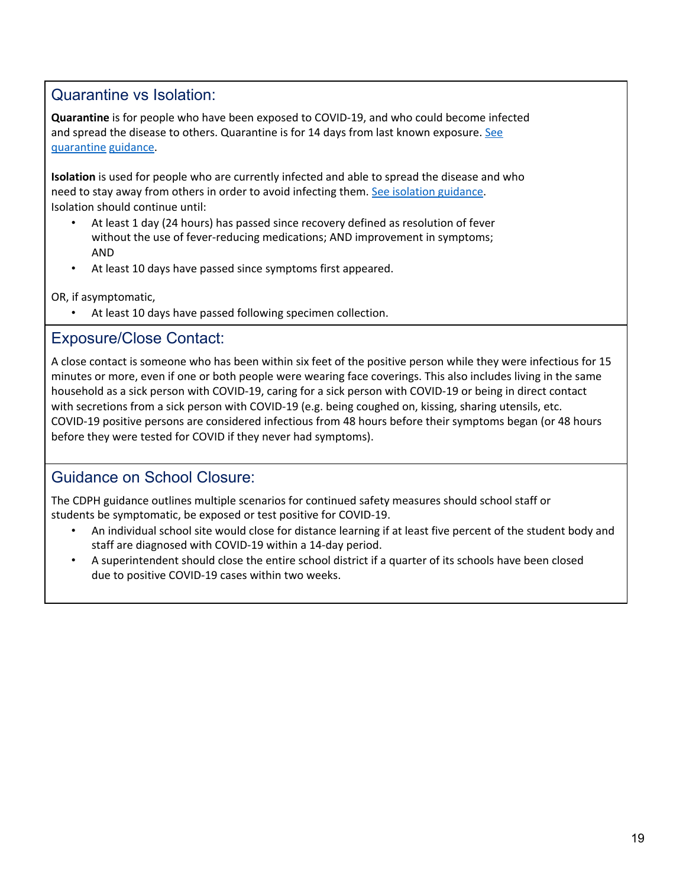## Quarantine vs Isolation:

**Quarantine** is for people who have been exposed to COVID-19, and who could become infected and spread the disease to others. Quarantine is for 14 days from last known exposure. [See quarantine guidance].

**Isolation** is used for people who are currently infected and able to spread the disease and who need to stay away from others in order to avoid infecting them. [See isolation guidance].
Isolation should continue until:

- At least 1 day (24 hours) has passed since recovery defined as resolution of fever without the use of fever-reducing medications; AND improvement in symptoms; AND
- At least 10 days have passed since symptoms first appeared.

OR, if asymptomatic,

- At least 10 days have passed following specimen collection.

## Exposure/Close Contact:

A close contact is someone who has been within six feet of the positive person while they were infectious for 15 minutes or more, even if one or both people were wearing face coverings. This also includes living in the same household as a sick person with COVID-19, caring for a sick person with COVID-19 or being in direct contact with secretions from a sick person with COVID-19 (e.g. being coughed on, kissing, sharing utensils, etc. COVID-19 positive persons are considered infectious from 48 hours before their symptoms began (or 48 hours before they were tested for COVID if they never had symptoms).

## Guidance on School Closure:

The CDPH guidance outlines multiple scenarios for continued safety measures should school staff or students be symptomatic, be exposed or test positive for COVID-19.

- An individual school site would close for distance learning if at least five percent of the student body and staff are diagnosed with COVID-19 within a 14-day period.
- A superintendent should close the entire school district if a quarter of its schools have been closed due to positive COVID-19 cases within two weeks.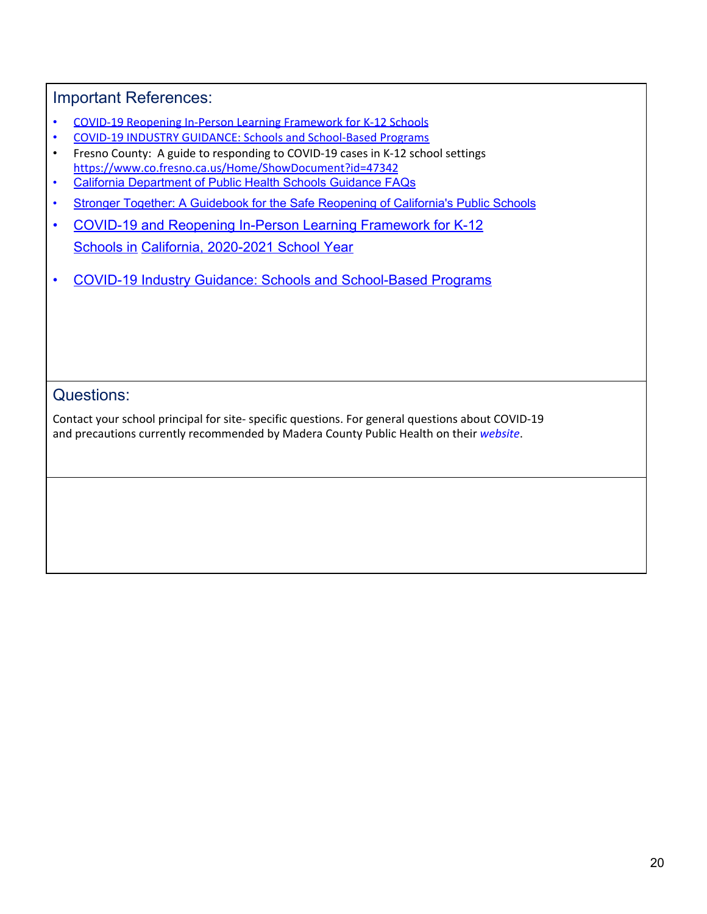## Important References:

- COVID-19 Reopening In-Person Learning Framework for K-12 Schools
- COVID-19 INDUSTRY GUIDANCE: Schools and School-Based Programs
- Fresno County: A guide to responding to COVID-19 cases in K-12 school settings
  https://www.co.fresno.ca.us/Home/ShowDocument?id=47342
- California Department of Public Health Schools Guidance FAQs
- Stronger Together: A Guidebook for the Safe Reopening of California's Public Schools
- COVID-19 and Reopening In-Person Learning Framework for K-12 Schools in California, 2020-2021 School Year
- COVID-19 Industry Guidance: Schools and School-Based Programs

## Questions:

Contact your school principal for site- specific questions. For general questions about COVID-19 and precautions currently recommended by Madera County Public Health on their *website*.